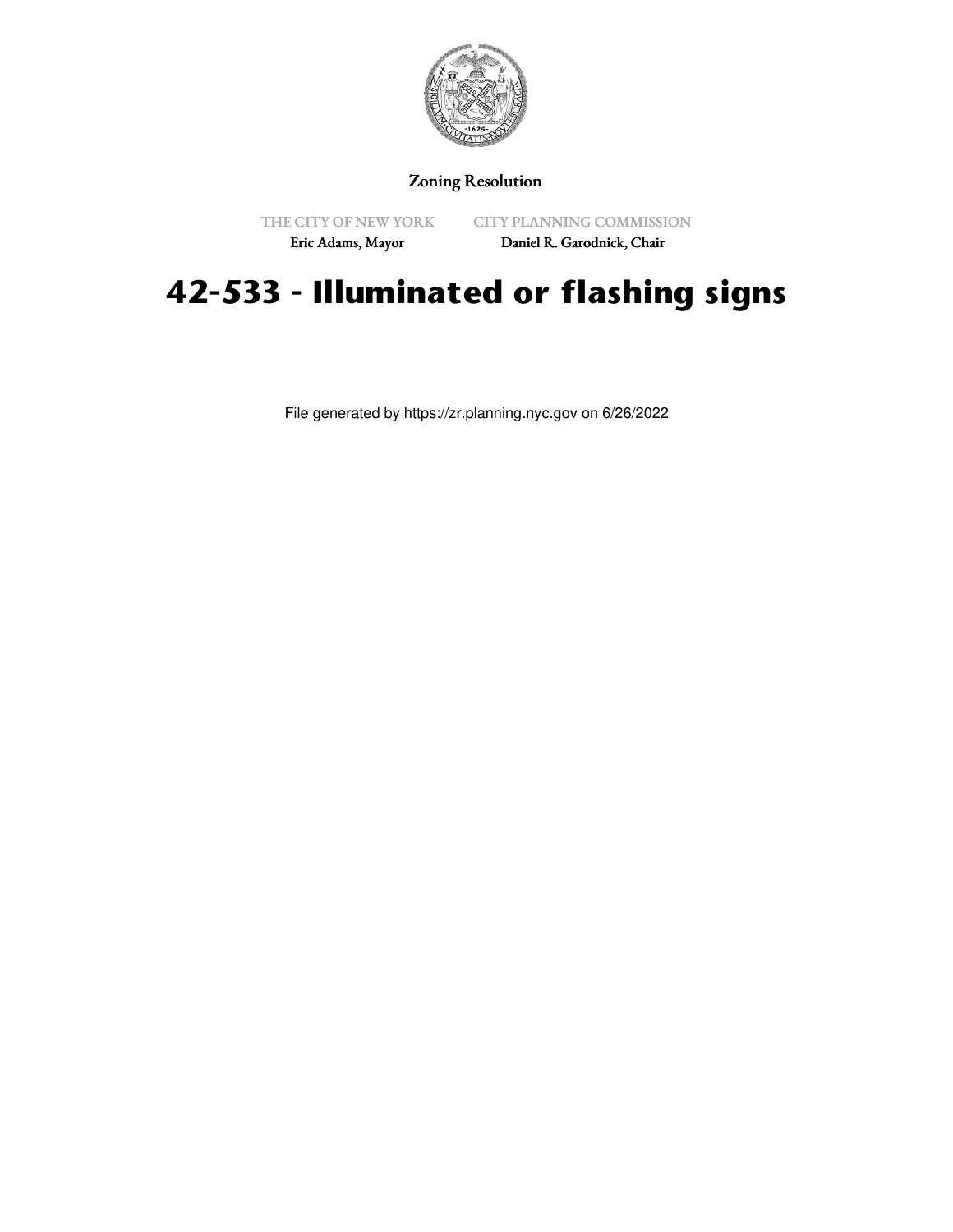Zoning Resolution

THE CITY OF NEW YORK
Eric Adams, Mayor

CITY PLANNING COMMISSION
Daniel R. Garodnick, Chair

# 42-533 - Illuminated or flashing signs

File generated by https://zr.planning.nyc.gov on 6/26/2022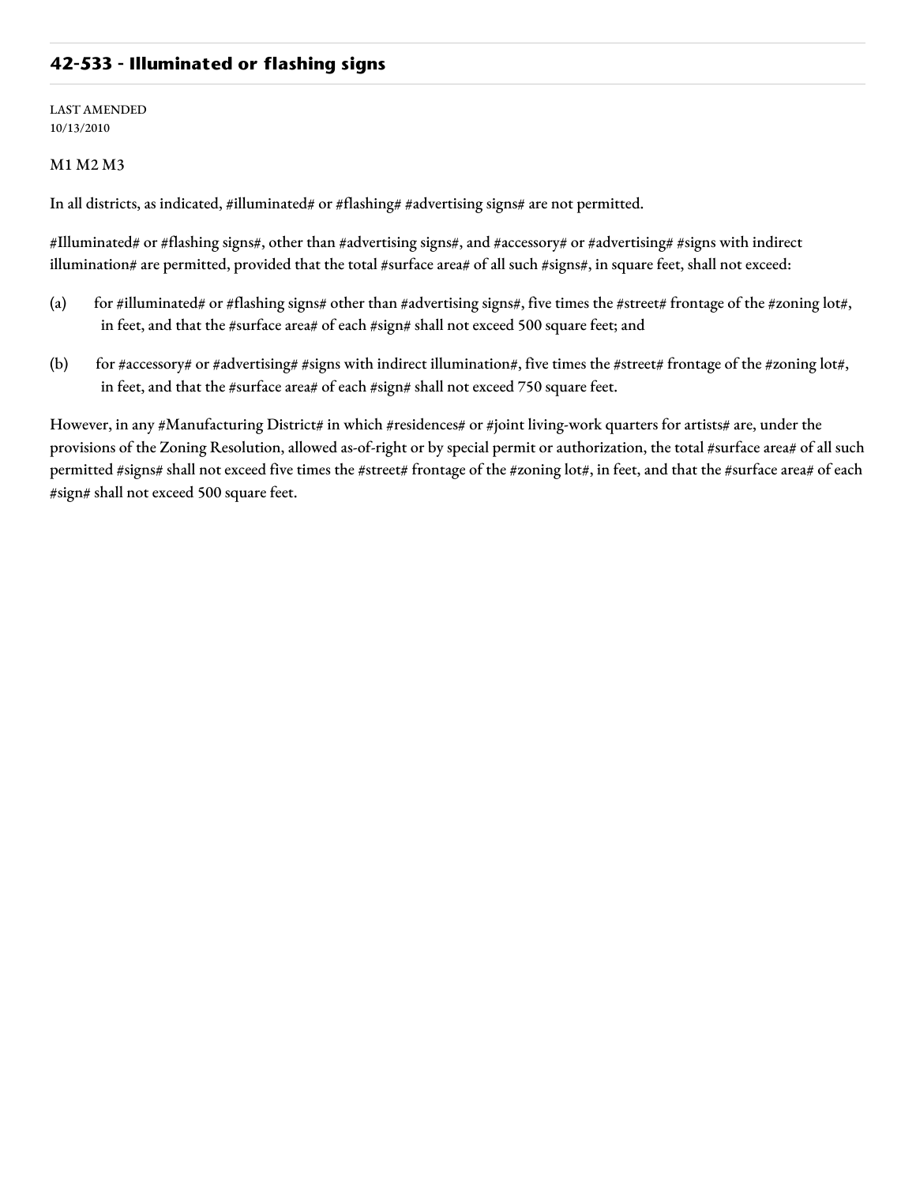## 42-533 - Illuminated or flashing signs

LAST AMENDED
10/13/2010

M1 M2 M3

In all districts, as indicated, #illuminated# or #flashing# #advertising signs# are not permitted.

#Illuminated# or #flashing signs#, other than #advertising signs#, and #accessory# or #advertising# #signs with indirect illumination# are permitted, provided that the total #surface area# of all such #signs#, in square feet, shall not exceed:

(a) for #illuminated# or #flashing signs# other than #advertising signs#, five times the #street# frontage of the #zoning lot#, in feet, and that the #surface area# of each #sign# shall not exceed 500 square feet; and

(b) for #accessory# or #advertising# #signs with indirect illumination#, five times the #street# frontage of the #zoning lot#, in feet, and that the #surface area# of each #sign# shall not exceed 750 square feet.

However, in any #Manufacturing District# in which #residences# or #joint living-work quarters for artists# are, under the provisions of the Zoning Resolution, allowed as-of-right or by special permit or authorization, the total #surface area# of all such permitted #signs# shall not exceed five times the #street# frontage of the #zoning lot#, in feet, and that the #surface area# of each #sign# shall not exceed 500 square feet.